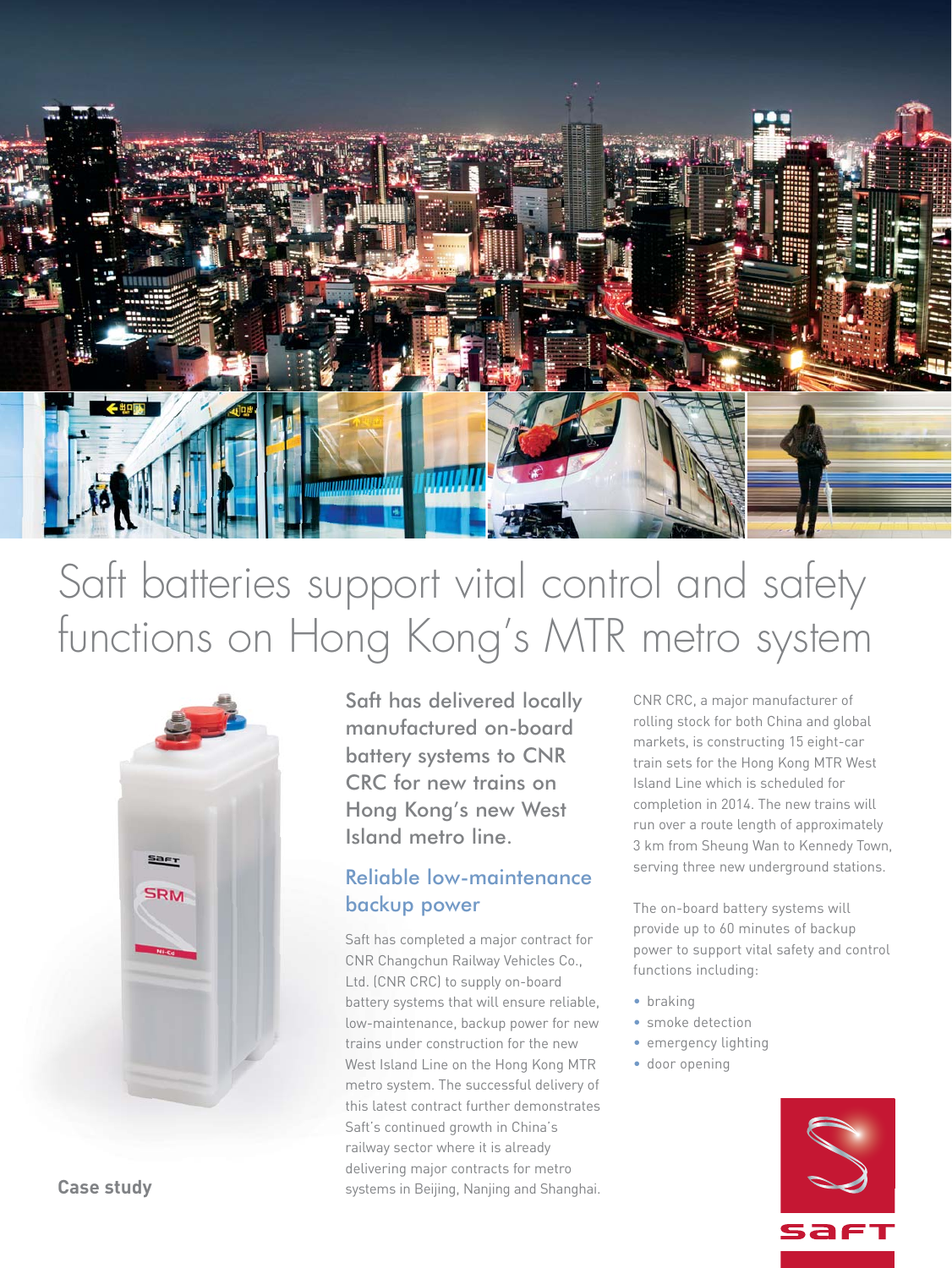# Saft batteries support vital control and safety functions on Hong Kong's MTR metro system

Saft has delivered locally manufactured on-board battery systems to CNR CRC for new trains on Hong Kong's new West Island metro line.

## Reliable low-maintenance backup power

Saft has completed a major contract for CNR Changchun Railway Vehicles Co., Ltd. (CNR CRC) to supply on-board battery systems that will ensure reliable, low-maintenance, backup power for new trains under construction for the new West Island Line on the Hong Kong MTR metro system. The successful delivery of this latest contract further demonstrates Saft's continued growth in China's railway sector where it is already delivering major contracts for metro systems in Beijing, Nanjing and Shanghai.

CNR CRC, a major manufacturer of rolling stock for both China and global markets, is constructing 15 eight-car train sets for the Hong Kong MTR West Island Line which is scheduled for completion in 2014. The new trains will run over a route length of approximately 3 km from Sheung Wan to Kennedy Town, serving three new underground stations.

The on-board battery systems will provide up to 60 minutes of backup power to support vital safety and control functions including:

- braking
- smoke detection
- emergency lighting
- door opening

**Case study**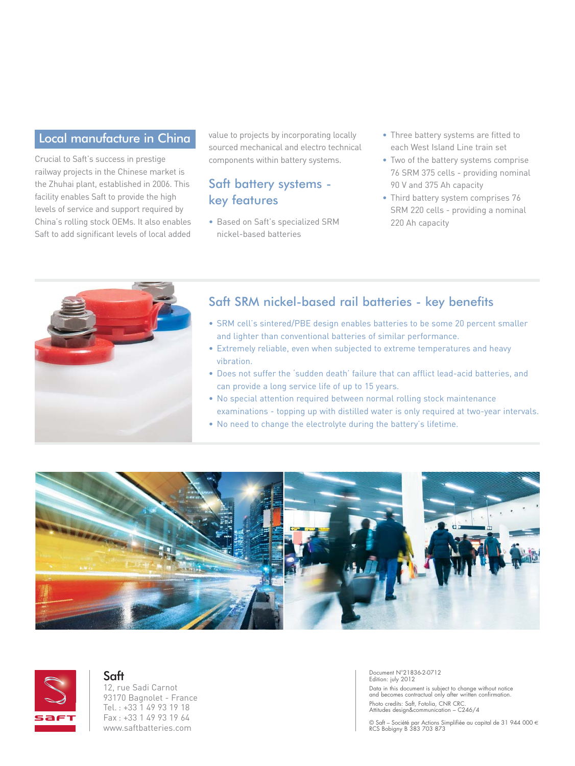## Local manufacture in China

Crucial to Saft's success in prestige railway projects in the Chinese market is the Zhuhai plant, established in 2006. This facility enables Saft to provide the high levels of service and support required by China's rolling stock OEMs. It also enables Saft to add significant levels of local added value to projects by incorporating locally sourced mechanical and electro technical components within battery systems.

## Saft battery systems - key features

- Based on Saft's specialized SRM nickel-based batteries
- Three battery systems are fitted to each West Island Line train set
- Two of the battery systems comprise 76 SRM 375 cells - providing nominal 90 V and 375 Ah capacity
- Third battery system comprises 76 SRM 220 cells - providing a nominal 220 Ah capacity

## Saft SRM nickel-based rail batteries - key benefits

- SRM cell's sintered/PBE design enables batteries to be some 20 percent smaller and lighter than conventional batteries of similar performance.
- Extremely reliable, even when subjected to extreme temperatures and heavy vibration.
- Does not suffer the 'sudden death' failure that can afflict lead-acid batteries, and can provide a long service life of up to 15 years.
- No special attention required between normal rolling stock maintenance examinations - topping up with distilled water is only required at two-year intervals.
- No need to change the electrolyte during the battery's lifetime.

**Saft**
12, rue Sadi Carnot
93170 Bagnolet - France
Tel. : +33 1 49 93 19 18
Fax : +33 1 49 93 19 64
www.saftbatteries.com

Document N°21836-2-0712
Edition: july 2012
Data in this document is subject to change without notice and becomes contractual only after written confirmation.
Photo credits: Saft, Fotolia, CNR CRC.
Attitudes design&communication – C246/4

© Saft – Société par Actions Simplifiée au capital de 31 944 000 €
RCS Bobigny B 383 703 873